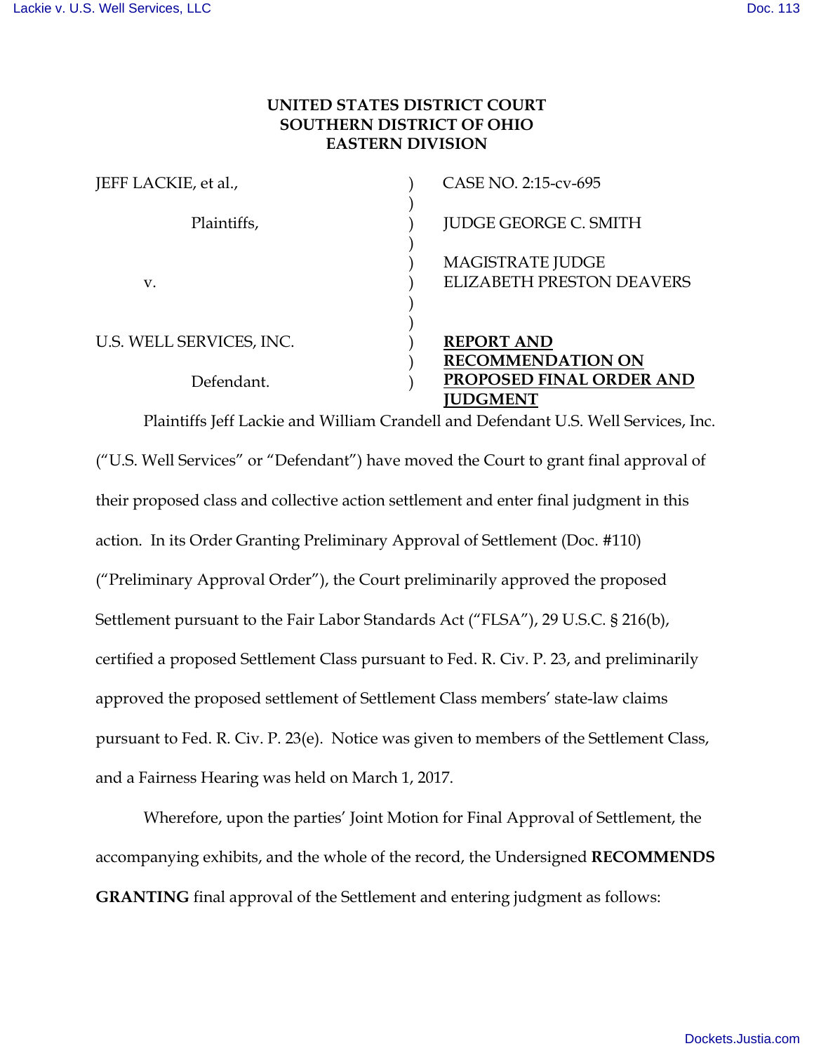**UNITED STATES DISTRICT COURT**
**SOUTHERN DISTRICT OF OHIO**
**EASTERN DIVISION**

| | | |
|---|---|---|
| JEFF LACKIE, et al., | ) | CASE NO. 2:15-cv-695 |
| | ) | |
| Plaintiffs, | ) | JUDGE GEORGE C. SMITH |
| | ) | |
| | ) | MAGISTRATE JUDGE |
| v. | ) | ELIZABETH PRESTON DEAVERS |
| | ) | |
| | ) | |
| U.S. WELL SERVICES, INC. | ) | **REPORT AND RECOMMENDATION ON PROPOSED FINAL ORDER AND JUDGMENT** |
| Defendant. | ) | |

Plaintiffs Jeff Lackie and William Crandell and Defendant U.S. Well Services, Inc. ("U.S. Well Services" or "Defendant") have moved the Court to grant final approval of their proposed class and collective action settlement and enter final judgment in this action. In its Order Granting Preliminary Approval of Settlement (Doc. #110) ("Preliminary Approval Order"), the Court preliminarily approved the proposed Settlement pursuant to the Fair Labor Standards Act ("FLSA"), 29 U.S.C. § 216(b), certified a proposed Settlement Class pursuant to Fed. R. Civ. P. 23, and preliminarily approved the proposed settlement of Settlement Class members' state-law claims pursuant to Fed. R. Civ. P. 23(e). Notice was given to members of the Settlement Class, and a Fairness Hearing was held on March 1, 2017.

Wherefore, upon the parties' Joint Motion for Final Approval of Settlement, the accompanying exhibits, and the whole of the record, the Undersigned **RECOMMENDS GRANTING** final approval of the Settlement and entering judgment as follows: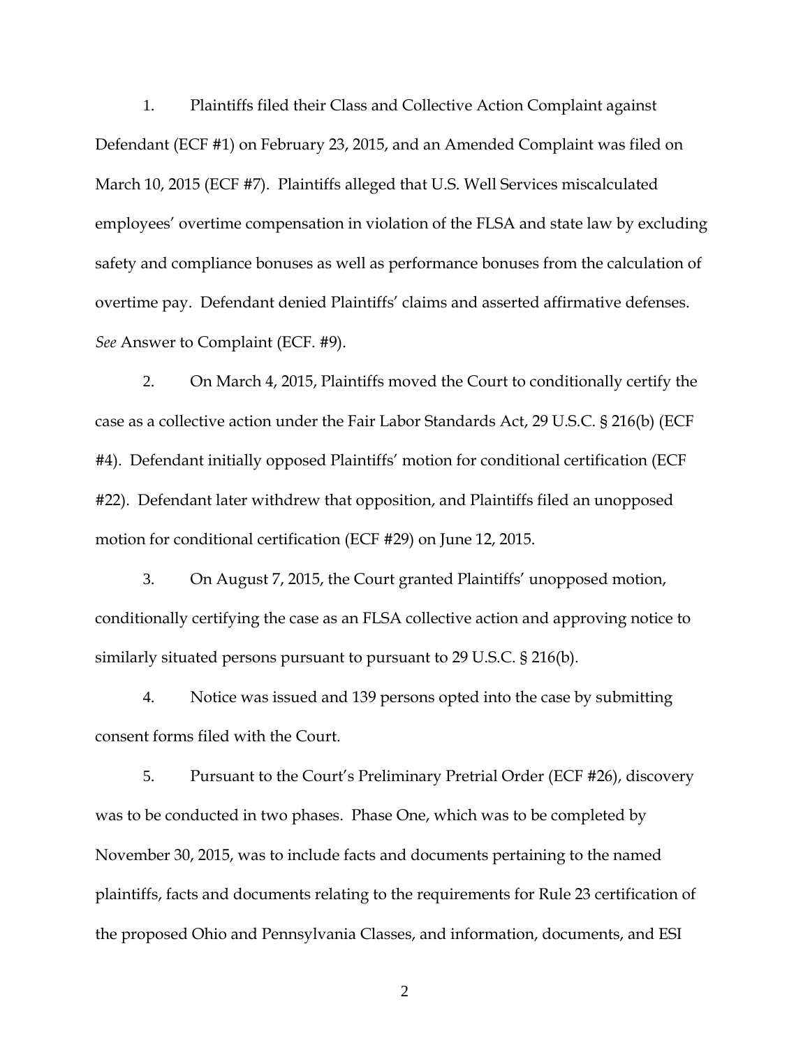1. Plaintiffs filed their Class and Collective Action Complaint against Defendant (ECF #1) on February 23, 2015, and an Amended Complaint was filed on March 10, 2015 (ECF #7). Plaintiffs alleged that U.S. Well Services miscalculated employees' overtime compensation in violation of the FLSA and state law by excluding safety and compliance bonuses as well as performance bonuses from the calculation of overtime pay. Defendant denied Plaintiffs' claims and asserted affirmative defenses. *See* Answer to Complaint (ECF. #9).

2. On March 4, 2015, Plaintiffs moved the Court to conditionally certify the case as a collective action under the Fair Labor Standards Act, 29 U.S.C. § 216(b) (ECF #4). Defendant initially opposed Plaintiffs' motion for conditional certification (ECF #22). Defendant later withdrew that opposition, and Plaintiffs filed an unopposed motion for conditional certification (ECF #29) on June 12, 2015.

3. On August 7, 2015, the Court granted Plaintiffs' unopposed motion, conditionally certifying the case as an FLSA collective action and approving notice to similarly situated persons pursuant to pursuant to 29 U.S.C. § 216(b).

4. Notice was issued and 139 persons opted into the case by submitting consent forms filed with the Court.

5. Pursuant to the Court's Preliminary Pretrial Order (ECF #26), discovery was to be conducted in two phases. Phase One, which was to be completed by November 30, 2015, was to include facts and documents pertaining to the named plaintiffs, facts and documents relating to the requirements for Rule 23 certification of the proposed Ohio and Pennsylvania Classes, and information, documents, and ESI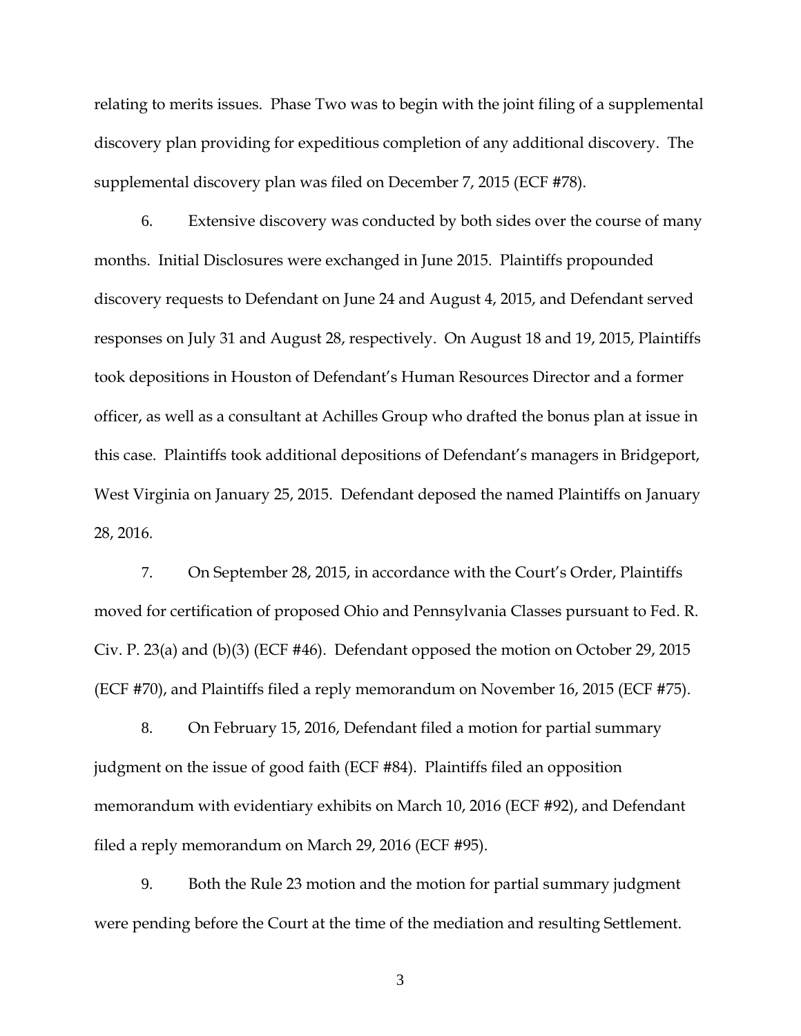relating to merits issues. Phase Two was to begin with the joint filing of a supplemental discovery plan providing for expeditious completion of any additional discovery. The supplemental discovery plan was filed on December 7, 2015 (ECF #78).

6. Extensive discovery was conducted by both sides over the course of many months. Initial Disclosures were exchanged in June 2015. Plaintiffs propounded discovery requests to Defendant on June 24 and August 4, 2015, and Defendant served responses on July 31 and August 28, respectively. On August 18 and 19, 2015, Plaintiffs took depositions in Houston of Defendant's Human Resources Director and a former officer, as well as a consultant at Achilles Group who drafted the bonus plan at issue in this case. Plaintiffs took additional depositions of Defendant's managers in Bridgeport, West Virginia on January 25, 2015. Defendant deposed the named Plaintiffs on January 28, 2016.

7. On September 28, 2015, in accordance with the Court's Order, Plaintiffs moved for certification of proposed Ohio and Pennsylvania Classes pursuant to Fed. R. Civ. P. 23(a) and (b)(3) (ECF #46). Defendant opposed the motion on October 29, 2015 (ECF #70), and Plaintiffs filed a reply memorandum on November 16, 2015 (ECF #75).

8. On February 15, 2016, Defendant filed a motion for partial summary judgment on the issue of good faith (ECF #84). Plaintiffs filed an opposition memorandum with evidentiary exhibits on March 10, 2016 (ECF #92), and Defendant filed a reply memorandum on March 29, 2016 (ECF #95).

9. Both the Rule 23 motion and the motion for partial summary judgment were pending before the Court at the time of the mediation and resulting Settlement.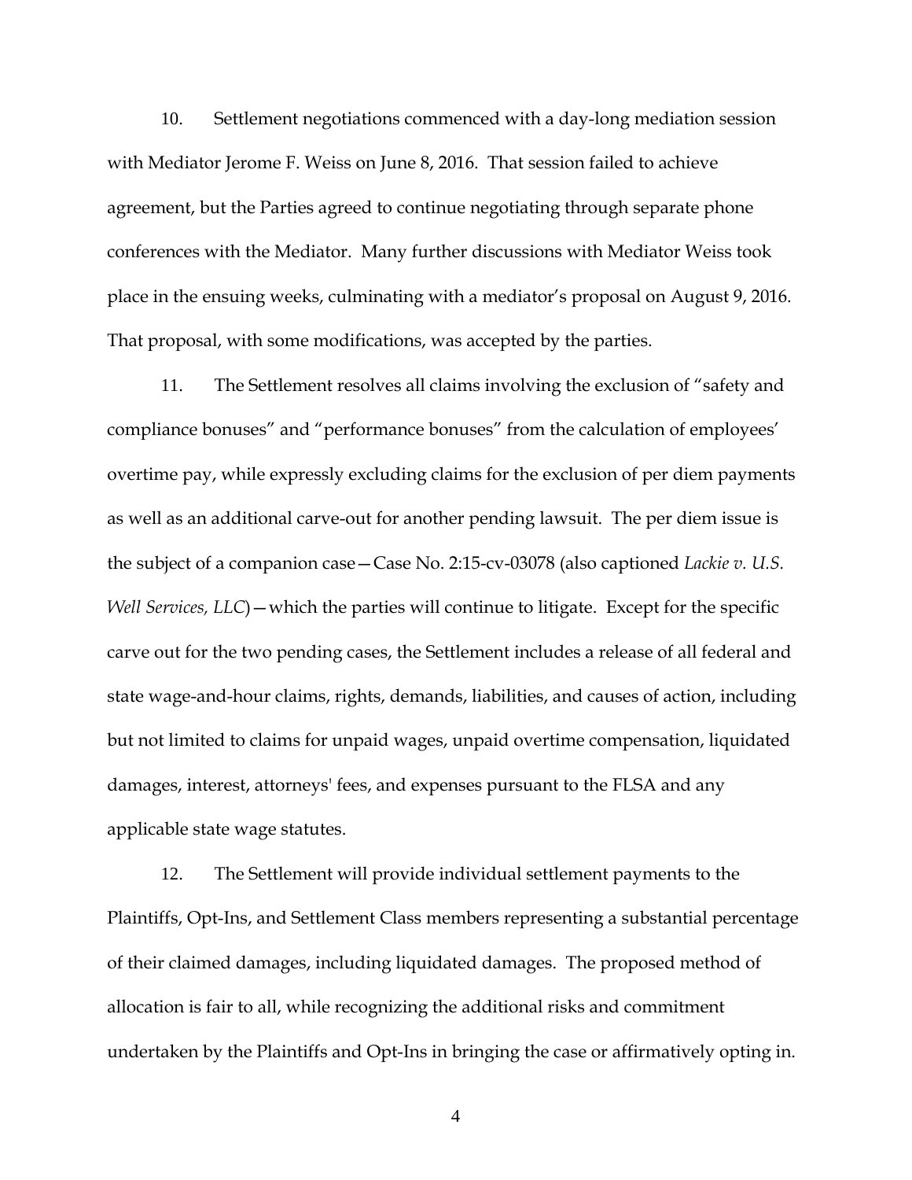10. Settlement negotiations commenced with a day-long mediation session with Mediator Jerome F. Weiss on June 8, 2016. That session failed to achieve agreement, but the Parties agreed to continue negotiating through separate phone conferences with the Mediator. Many further discussions with Mediator Weiss took place in the ensuing weeks, culminating with a mediator's proposal on August 9, 2016. That proposal, with some modifications, was accepted by the parties.

11. The Settlement resolves all claims involving the exclusion of "safety and compliance bonuses" and "performance bonuses" from the calculation of employees' overtime pay, while expressly excluding claims for the exclusion of per diem payments as well as an additional carve-out for another pending lawsuit. The per diem issue is the subject of a companion case—Case No. 2:15-cv-03078 (also captioned *Lackie v. U.S. Well Services, LLC*)—which the parties will continue to litigate. Except for the specific carve out for the two pending cases, the Settlement includes a release of all federal and state wage-and-hour claims, rights, demands, liabilities, and causes of action, including but not limited to claims for unpaid wages, unpaid overtime compensation, liquidated damages, interest, attorneys' fees, and expenses pursuant to the FLSA and any applicable state wage statutes.

12. The Settlement will provide individual settlement payments to the Plaintiffs, Opt-Ins, and Settlement Class members representing a substantial percentage of their claimed damages, including liquidated damages. The proposed method of allocation is fair to all, while recognizing the additional risks and commitment undertaken by the Plaintiffs and Opt-Ins in bringing the case or affirmatively opting in.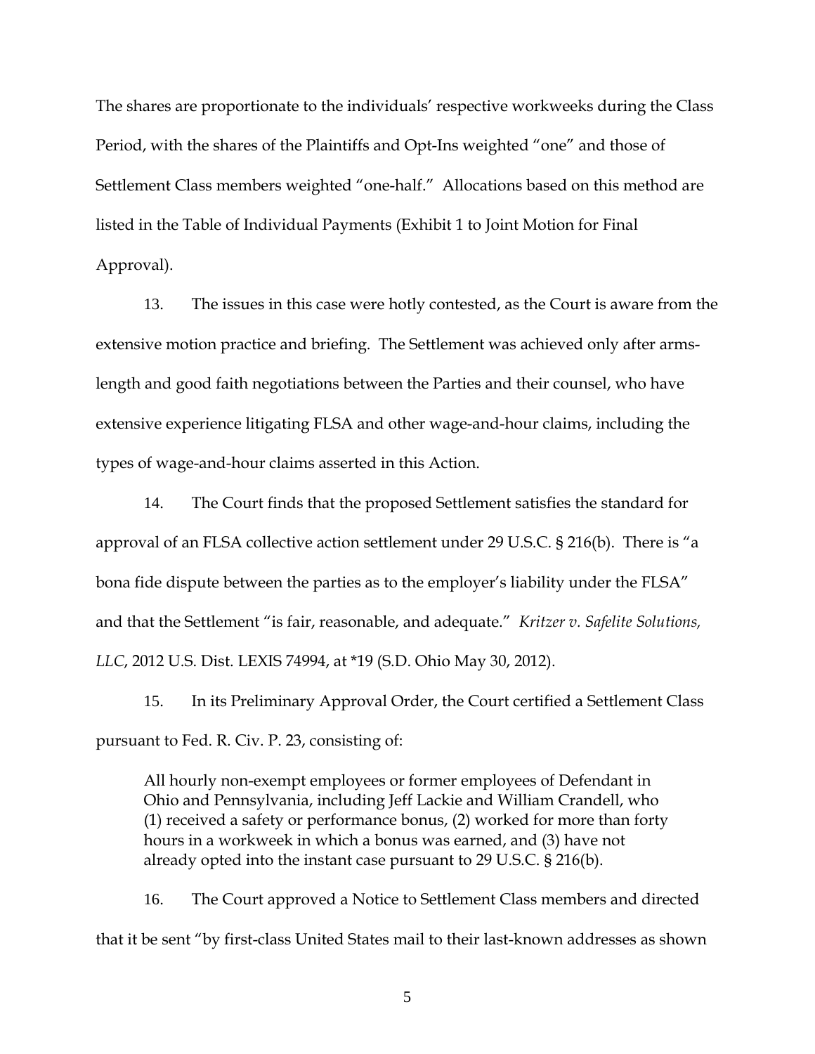The shares are proportionate to the individuals' respective workweeks during the Class Period, with the shares of the Plaintiffs and Opt-Ins weighted "one" and those of Settlement Class members weighted "one-half." Allocations based on this method are listed in the Table of Individual Payments (Exhibit 1 to Joint Motion for Final Approval).

13. The issues in this case were hotly contested, as the Court is aware from the extensive motion practice and briefing. The Settlement was achieved only after arms-length and good faith negotiations between the Parties and their counsel, who have extensive experience litigating FLSA and other wage-and-hour claims, including the types of wage-and-hour claims asserted in this Action.

14. The Court finds that the proposed Settlement satisfies the standard for approval of an FLSA collective action settlement under 29 U.S.C. § 216(b). There is "a bona fide dispute between the parties as to the employer's liability under the FLSA" and that the Settlement "is fair, reasonable, and adequate." *Kritzer v. Safelite Solutions, LLC*, 2012 U.S. Dist. LEXIS 74994, at *19 (S.D. Ohio May 30, 2012).

15. In its Preliminary Approval Order, the Court certified a Settlement Class pursuant to Fed. R. Civ. P. 23, consisting of:

> All hourly non-exempt employees or former employees of Defendant in Ohio and Pennsylvania, including Jeff Lackie and William Crandell, who (1) received a safety or performance bonus, (2) worked for more than forty hours in a workweek in which a bonus was earned, and (3) have not already opted into the instant case pursuant to 29 U.S.C. § 216(b).

16. The Court approved a Notice to Settlement Class members and directed that it be sent "by first-class United States mail to their last-known addresses as shown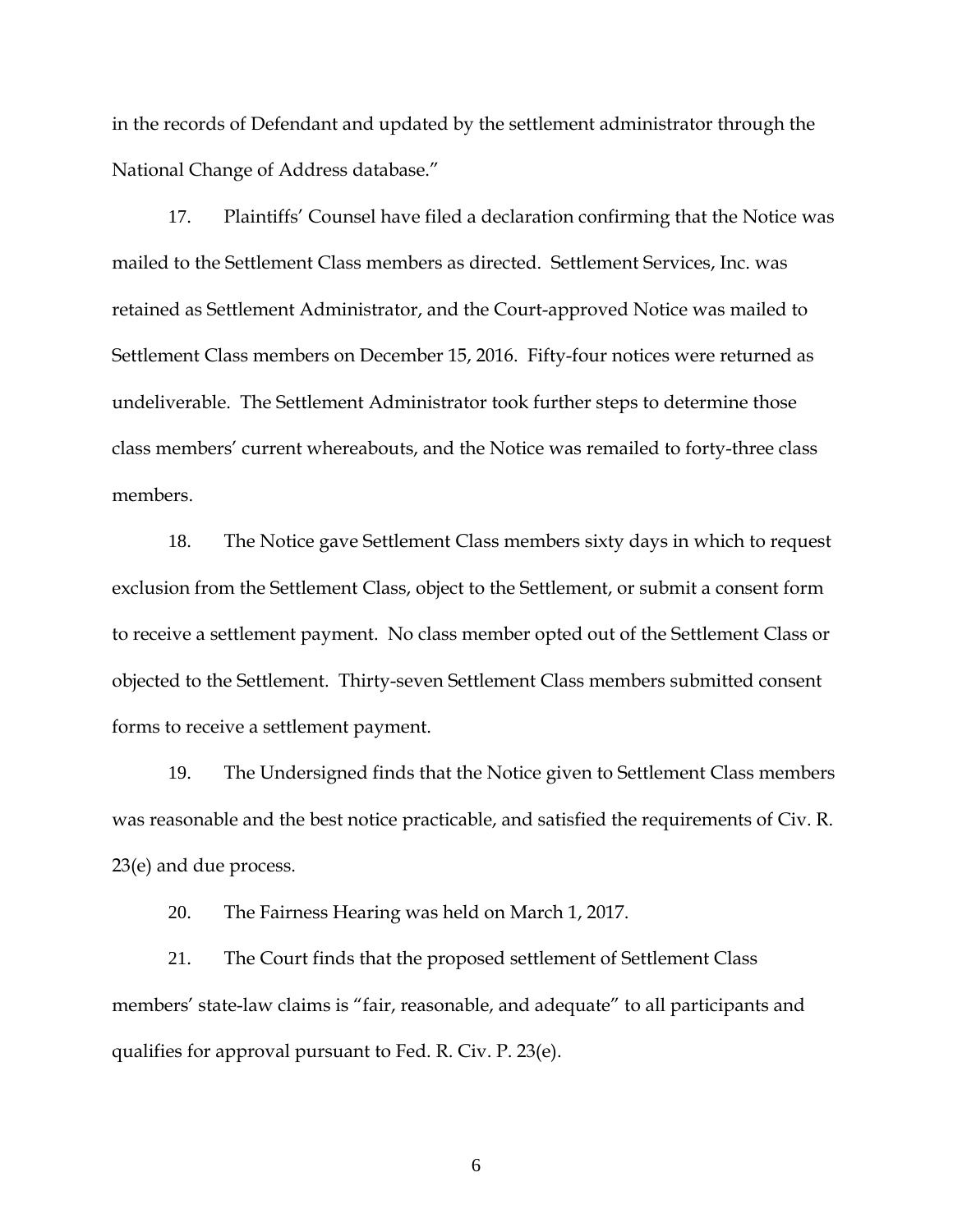in the records of Defendant and updated by the settlement administrator through the National Change of Address database."

17. Plaintiffs' Counsel have filed a declaration confirming that the Notice was mailed to the Settlement Class members as directed. Settlement Services, Inc. was retained as Settlement Administrator, and the Court-approved Notice was mailed to Settlement Class members on December 15, 2016. Fifty-four notices were returned as undeliverable. The Settlement Administrator took further steps to determine those class members' current whereabouts, and the Notice was remailed to forty-three class members.

18. The Notice gave Settlement Class members sixty days in which to request exclusion from the Settlement Class, object to the Settlement, or submit a consent form to receive a settlement payment. No class member opted out of the Settlement Class or objected to the Settlement. Thirty-seven Settlement Class members submitted consent forms to receive a settlement payment.

19. The Undersigned finds that the Notice given to Settlement Class members was reasonable and the best notice practicable, and satisfied the requirements of Civ. R. 23(e) and due process.

20. The Fairness Hearing was held on March 1, 2017.

21. The Court finds that the proposed settlement of Settlement Class members' state-law claims is "fair, reasonable, and adequate" to all participants and qualifies for approval pursuant to Fed. R. Civ. P. 23(e).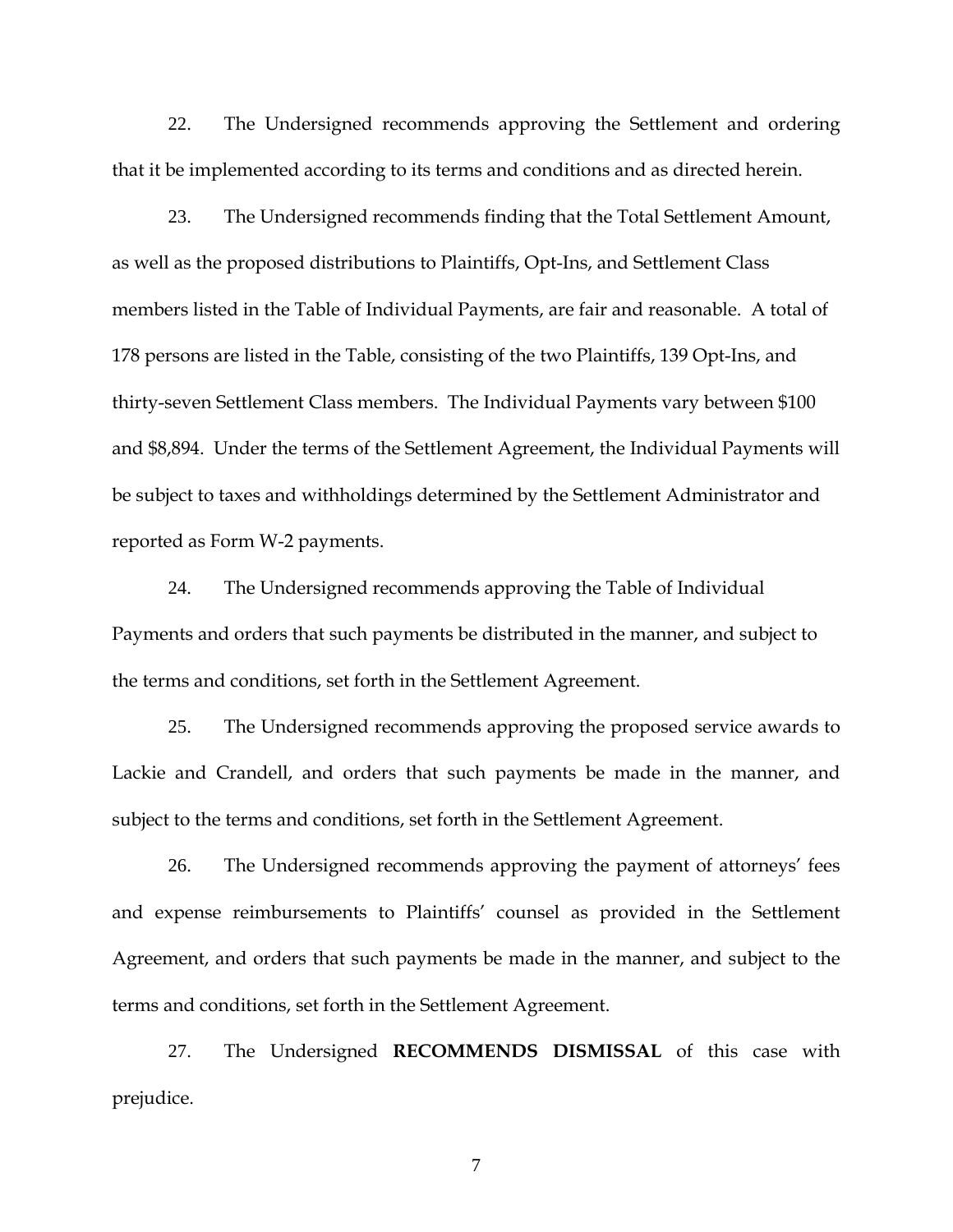22. The Undersigned recommends approving the Settlement and ordering that it be implemented according to its terms and conditions and as directed herein.

23. The Undersigned recommends finding that the Total Settlement Amount, as well as the proposed distributions to Plaintiffs, Opt-Ins, and Settlement Class members listed in the Table of Individual Payments, are fair and reasonable. A total of 178 persons are listed in the Table, consisting of the two Plaintiffs, 139 Opt-Ins, and thirty-seven Settlement Class members. The Individual Payments vary between $100 and $8,894. Under the terms of the Settlement Agreement, the Individual Payments will be subject to taxes and withholdings determined by the Settlement Administrator and reported as Form W-2 payments.

24. The Undersigned recommends approving the Table of Individual Payments and orders that such payments be distributed in the manner, and subject to the terms and conditions, set forth in the Settlement Agreement.

25. The Undersigned recommends approving the proposed service awards to Lackie and Crandell, and orders that such payments be made in the manner, and subject to the terms and conditions, set forth in the Settlement Agreement.

26. The Undersigned recommends approving the payment of attorneys' fees and expense reimbursements to Plaintiffs' counsel as provided in the Settlement Agreement, and orders that such payments be made in the manner, and subject to the terms and conditions, set forth in the Settlement Agreement.

27. The Undersigned **RECOMMENDS DISMISSAL** of this case with prejudice.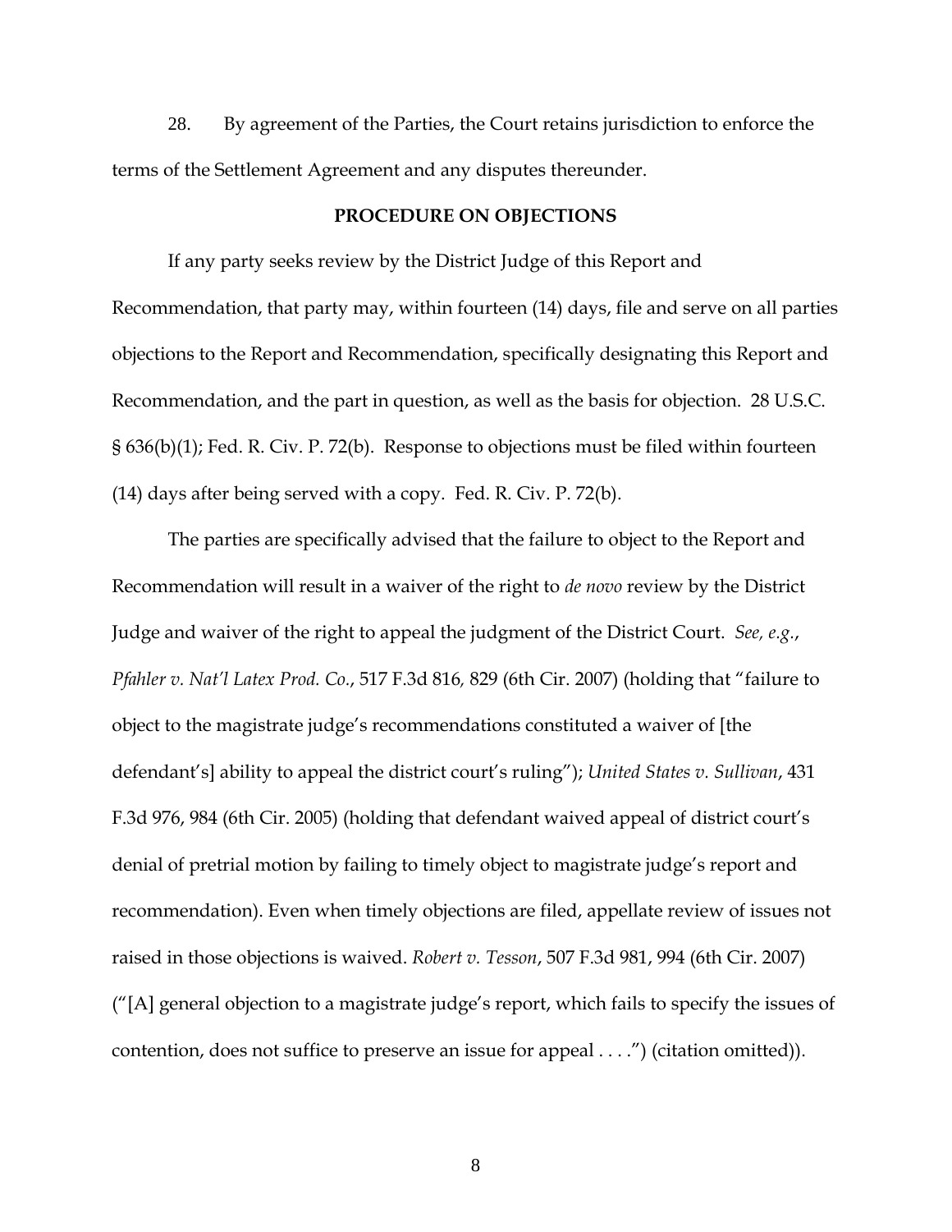28. By agreement of the Parties, the Court retains jurisdiction to enforce the terms of the Settlement Agreement and any disputes thereunder.

**PROCEDURE ON OBJECTIONS**

If any party seeks review by the District Judge of this Report and Recommendation, that party may, within fourteen (14) days, file and serve on all parties objections to the Report and Recommendation, specifically designating this Report and Recommendation, and the part in question, as well as the basis for objection. 28 U.S.C. § 636(b)(1); Fed. R. Civ. P. 72(b). Response to objections must be filed within fourteen (14) days after being served with a copy. Fed. R. Civ. P. 72(b).

The parties are specifically advised that the failure to object to the Report and Recommendation will result in a waiver of the right to *de novo* review by the District Judge and waiver of the right to appeal the judgment of the District Court. *See, e.g.*, *Pfahler v. Nat'l Latex Prod. Co.*, 517 F.3d 816, 829 (6th Cir. 2007) (holding that "failure to object to the magistrate judge's recommendations constituted a waiver of [the defendant's] ability to appeal the district court's ruling"); *United States v. Sullivan*, 431 F.3d 976, 984 (6th Cir. 2005) (holding that defendant waived appeal of district court's denial of pretrial motion by failing to timely object to magistrate judge's report and recommendation). Even when timely objections are filed, appellate review of issues not raised in those objections is waived. *Robert v. Tesson*, 507 F.3d 981, 994 (6th Cir. 2007) ("[A] general objection to a magistrate judge's report, which fails to specify the issues of contention, does not suffice to preserve an issue for appeal . . . .") (citation omitted)).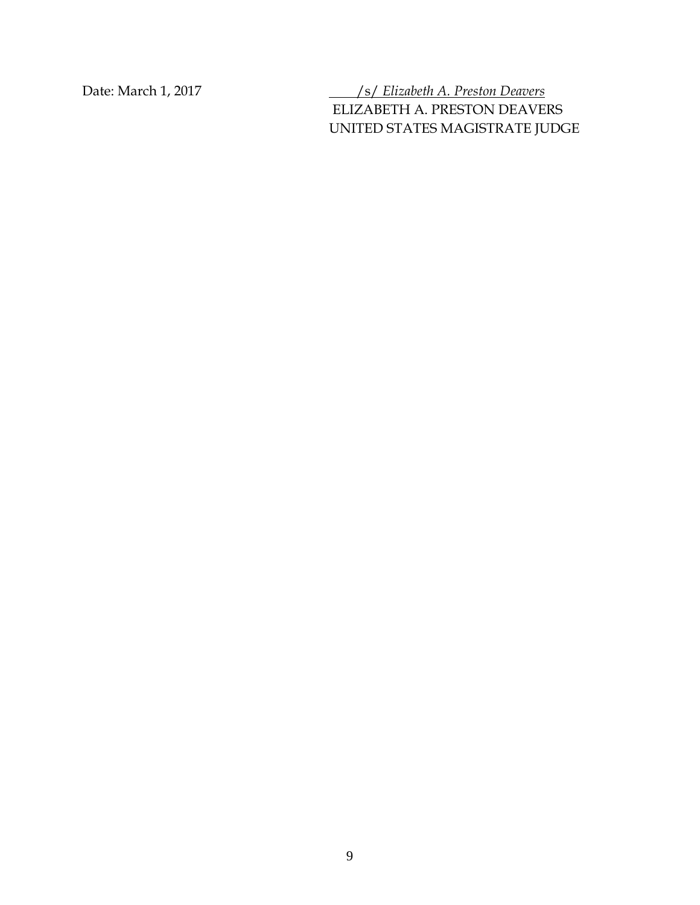Date: March 1, 2017

/s/ *Elizabeth A. Preston Deavers*
ELIZABETH A. PRESTON DEAVERS
UNITED STATES MAGISTRATE JUDGE